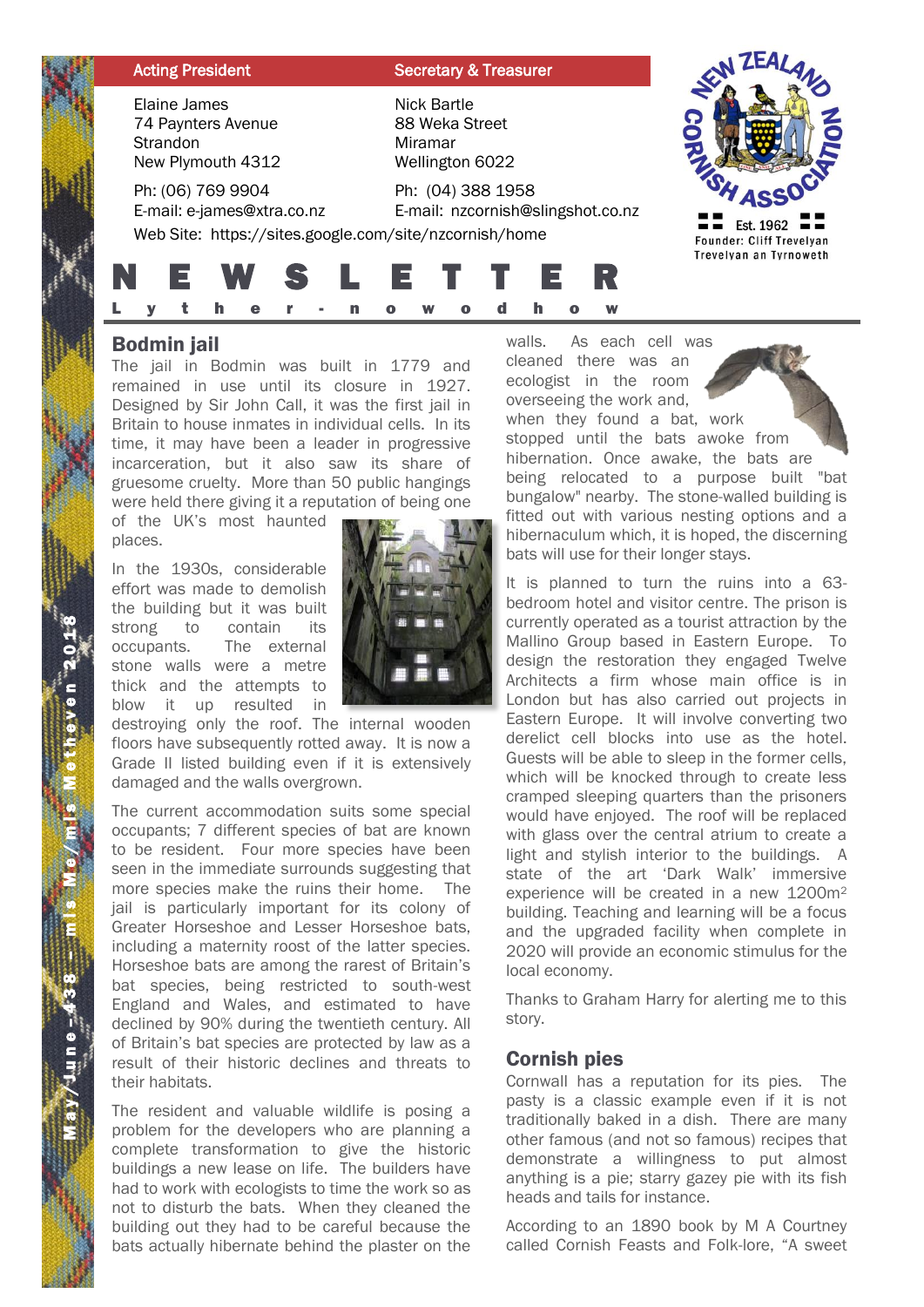| Acting President | Secretary & Treasurer |
| --- | --- |
| Elaine James<br>74 Paynters Avenue<br>Strandon<br>New Plymouth 4312 | Nick Bartle<br>88 Weka Street<br>Miramar<br>Wellington 6022 |
| Ph: (06) 769 9904<br>E-mail: e-james@xtra.co.nz | Ph: (04) 388 1958<br>E-mail: nzcornish@slingshot.co.nz |

Web Site: https://sites.google.com/site/nzcornish/home

New Zealand Cornish Association
Est. 1962
Founder: Cliff Trevelyan
Trevelyan an Tyrnoweth

# NEWSLETTER

Lyther-nowodhow

## Bodmin jail

The jail in Bodmin was built in 1779 and remained in use until its closure in 1927. Designed by Sir John Call, it was the first jail in Britain to house inmates in individual cells. In its time, it may have been a leader in progressive incarceration, but it also saw its share of gruesome cruelty. More than 50 public hangings were held there giving it a reputation of being one of the UK's most haunted places.

In the 1930s, considerable effort was made to demolish the building but it was built strong to contain its occupants. The external stone walls were a metre thick and the attempts to blow it up resulted in destroying only the roof. The internal wooden floors have subsequently rotted away. It is now a Grade II listed building even if it is extensively damaged and the walls overgrown.

The current accommodation suits some special occupants; 7 different species of bat are known to be resident. Four more species have been seen in the immediate surrounds suggesting that more species make the ruins their home. The jail is particularly important for its colony of Greater Horseshoe and Lesser Horseshoe bats, including a maternity roost of the latter species. Horseshoe bats are among the rarest of Britain's bat species, being restricted to south-west England and Wales, and estimated to have declined by 90% during the twentieth century. All of Britain's bat species are protected by law as a result of their historic declines and threats to their habitats.

The resident and valuable wildlife is posing a problem for the developers who are planning a complete transformation to give the historic buildings a new lease on life. The builders have had to work with ecologists to time the work so as not to disturb the bats. When they cleaned the building out they had to be careful because the bats actually hibernate behind the plaster on the walls. As each cell was cleaned there was an ecologist in the room overseeing the work and, when they found a bat, work stopped until the bats awoke from hibernation. Once awake, the bats are being relocated to a purpose built "bat bungalow" nearby. The stone-walled building is fitted out with various nesting options and a hibernaculum which, it is hoped, the discerning bats will use for their longer stays.

It is planned to turn the ruins into a 63-bedroom hotel and visitor centre. The prison is currently operated as a tourist attraction by the Mallino Group based in Eastern Europe. To design the restoration they engaged Twelve Architects a firm whose main office is in London but has also carried out projects in Eastern Europe. It will involve converting two derelict cell blocks into use as the hotel. Guests will be able to sleep in the former cells, which will be knocked through to create less cramped sleeping quarters than the prisoners would have enjoyed. The roof will be replaced with glass over the central atrium to create a light and stylish interior to the buildings. A state of the art 'Dark Walk' immersive experience will be created in a new 1200m² building. Teaching and learning will be a focus and the upgraded facility when complete in 2020 will provide an economic stimulus for the local economy.

Thanks to Graham Harry for alerting me to this story.

## Cornish pies

Cornwall has a reputation for its pies. The pasty is a classic example even if it is not traditionally baked in a dish. There are many other famous (and not so famous) recipes that demonstrate a willingness to put almost anything is a pie; starry gazey pie with its fish heads and tails for instance.

According to an 1890 book by M A Courtney called Cornish Feasts and Folk-lore, "A sweet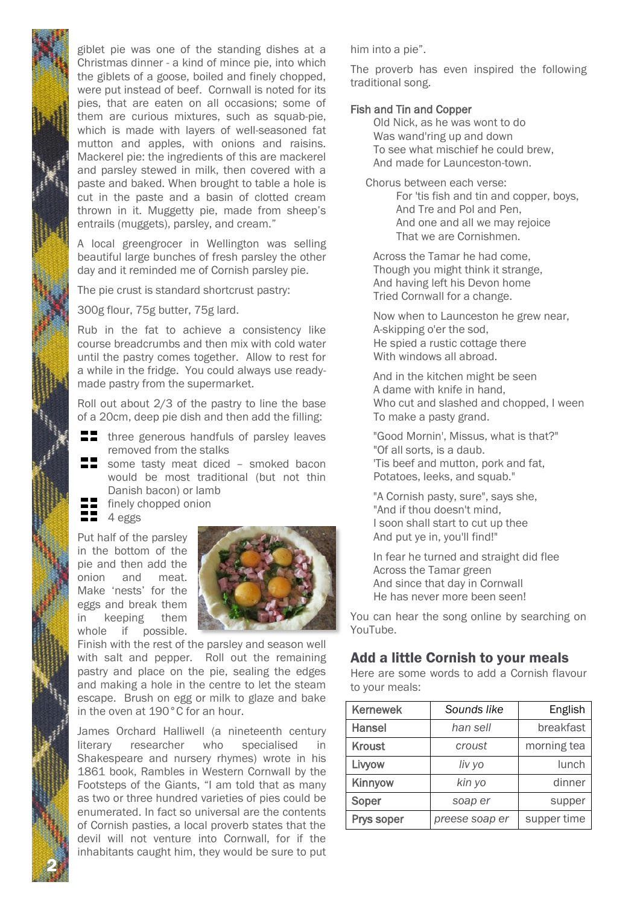giblet pie was one of the standing dishes at a Christmas dinner - a kind of mince pie, into which the giblets of a goose, boiled and finely chopped, were put instead of beef. Cornwall is noted for its pies, that are eaten on all occasions; some of them are curious mixtures, such as squab-pie, which is made with layers of well-seasoned fat mutton and apples, with onions and raisins. Mackerel pie: the ingredients of this are mackerel and parsley stewed in milk, then covered with a paste and baked. When brought to table a hole is cut in the paste and a basin of clotted cream thrown in it. Muggetty pie, made from sheep's entrails (muggets), parsley, and cream."

A local greengrocer in Wellington was selling beautiful large bunches of fresh parsley the other day and it reminded me of Cornish parsley pie.

The pie crust is standard shortcrust pastry:

300g flour, 75g butter, 75g lard.

Rub in the fat to achieve a consistency like course breadcrumbs and then mix with cold water until the pastry comes together. Allow to rest for a while in the fridge. You could always use ready-made pastry from the supermarket.

Roll out about 2/3 of the pastry to line the base of a 20cm, deep pie dish and then add the filling:

- three generous handfuls of parsley leaves removed from the stalks
- some tasty meat diced – smoked bacon would be most traditional (but not thin Danish bacon) or lamb
- finely chopped onion
- 4 eggs

Put half of the parsley in the bottom of the pie and then add the onion and meat. Make 'nests' for the eggs and break them in keeping them whole if possible. Finish with the rest of the parsley and season well with salt and pepper. Roll out the remaining pastry and place on the pie, sealing the edges and making a hole in the centre to let the steam escape. Brush on egg or milk to glaze and bake in the oven at 190°C for an hour.

James Orchard Halliwell (a nineteenth century literary researcher who specialised in Shakespeare and nursery rhymes) wrote in his 1861 book, Rambles in Western Cornwall by the Footsteps of the Giants, "I am told that as many as two or three hundred varieties of pies could be enumerated. In fact so universal are the contents of Cornish pasties, a local proverb states that the devil will not venture into Cornwall, for if the inhabitants caught him, they would be sure to put him into a pie".

The proverb has even inspired the following traditional song.

**Fish and Tin and Copper**

Old Nick, as he was wont to do
Was wand'ring up and down
To see what mischief he could brew,
And made for Launceston-town.

Chorus between each verse:
For 'tis fish and tin and copper, boys,
And Tre and Pol and Pen,
And one and all we may rejoice
That we are Cornishmen.

Across the Tamar he had come,
Though you might think it strange,
And having left his Devon home
Tried Cornwall for a change.

Now when to Launceston he grew near,
A-skipping o'er the sod,
He spied a rustic cottage there
With windows all abroad.

And in the kitchen might be seen
A dame with knife in hand,
Who cut and slashed and chopped, I ween
To make a pasty grand.

"Good Mornin', Missus, what is that?"
"Of all sorts, is a daub.
'Tis beef and mutton, pork and fat,
Potatoes, leeks, and squab."

"A Cornish pasty, sure", says she,
"And if thou doesn't mind,
I soon shall start to cut up thee
And put ye in, you'll find!"

In fear he turned and straight did flee
Across the Tamar green
And since that day in Cornwall
He has never more been seen!

You can hear the song online by searching on YouTube.

## Add a little Cornish to your meals

Here are some words to add a Cornish flavour to your meals:

| Kernewek | *Sounds like* | English |
|---|---|---|
| Hansel | *han sell* | breakfast |
| Kroust | *croust* | morning tea |
| Livyow | *liv yo* | lunch |
| Kinnyow | *kin yo* | dinner |
| Soper | *soap er* | supper |
| Prys soper | *preese soap er* | supper time |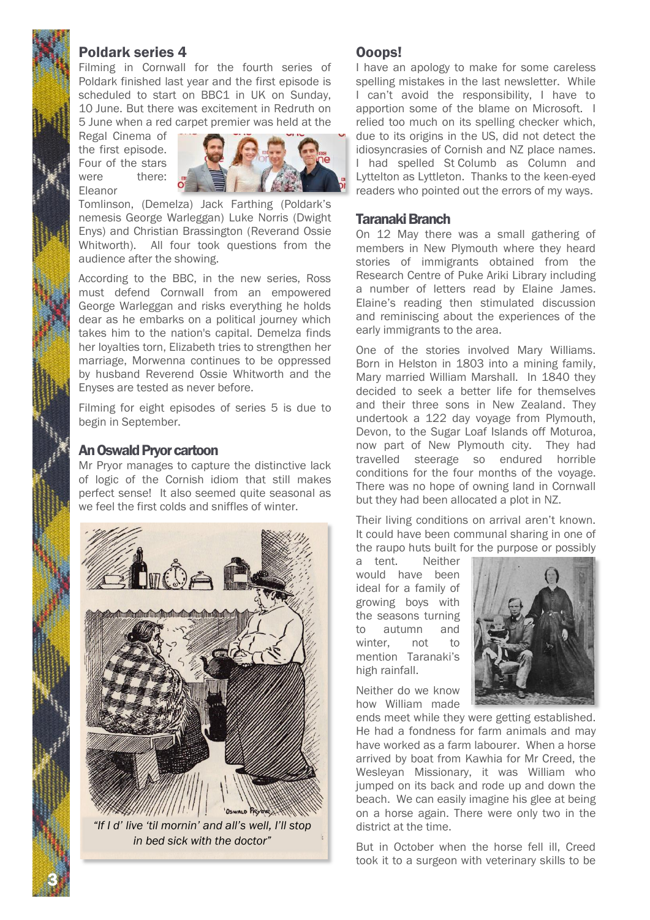## Poldark series 4

Filming in Cornwall for the fourth series of Poldark finished last year and the first episode is scheduled to start on BBC1 in UK on Sunday, 10 June. But there was excitement in Redruth on 5 June when a red carpet premier was held at the Regal Cinema of the first episode. Four of the stars were there: Eleanor Tomlinson, (Demelza) Jack Farthing (Poldark's nemesis George Warleggan) Luke Norris (Dwight Enys) and Christian Brassington (Reverand Ossie Whitworth). All four took questions from the audience after the showing.

According to the BBC, in the new series, Ross must defend Cornwall from an empowered George Warleggan and risks everything he holds dear as he embarks on a political journey which takes him to the nation's capital. Demelza finds her loyalties torn, Elizabeth tries to strengthen her marriage, Morwenna continues to be oppressed by husband Reverend Ossie Whitworth and the Enyses are tested as never before.

Filming for eight episodes of series 5 is due to begin in September.

## An Oswald Pryor cartoon

Mr Pryor manages to capture the distinctive lack of logic of the Cornish idiom that still makes perfect sense! It also seemed quite seasonal as we feel the first colds and sniffles of winter.

*"If I d' live 'til mornin' and all's well, I'll stop in bed sick with the doctor"*

## Ooops!

I have an apology to make for some careless spelling mistakes in the last newsletter. While I can't avoid the responsibility, I have to apportion some of the blame on Microsoft. I relied too much on its spelling checker which, due to its origins in the US, did not detect the idiosyncrasies of Cornish and NZ place names. I had spelled St Columb as Column and Lyttelton as Lyttleton. Thanks to the keen-eyed readers who pointed out the errors of my ways.

## Taranaki Branch

On 12 May there was a small gathering of members in New Plymouth where they heard stories of immigrants obtained from the Research Centre of Puke Ariki Library including a number of letters read by Elaine James. Elaine's reading then stimulated discussion and reminiscing about the experiences of the early immigrants to the area.

One of the stories involved Mary Williams. Born in Helston in 1803 into a mining family, Mary married William Marshall. In 1840 they decided to seek a better life for themselves and their three sons in New Zealand. They undertook a 122 day voyage from Plymouth, Devon, to the Sugar Loaf Islands off Moturoa, now part of New Plymouth city. They had travelled steerage so endured horrible conditions for the four months of the voyage. There was no hope of owning land in Cornwall but they had been allocated a plot in NZ.

Their living conditions on arrival aren't known. It could have been communal sharing in one of the raupo huts built for the purpose or possibly a tent. Neither would have been ideal for a family of growing boys with the seasons turning to autumn and winter, not to mention Taranaki's high rainfall.

Neither do we know how William made ends meet while they were getting established. He had a fondness for farm animals and may have worked as a farm labourer. When a horse arrived by boat from Kawhia for Mr Creed, the Wesleyan Missionary, it was William who jumped on its back and rode up and down the beach. We can easily imagine his glee at being on a horse again. There were only two in the district at the time.

But in October when the horse fell ill, Creed took it to a surgeon with veterinary skills to be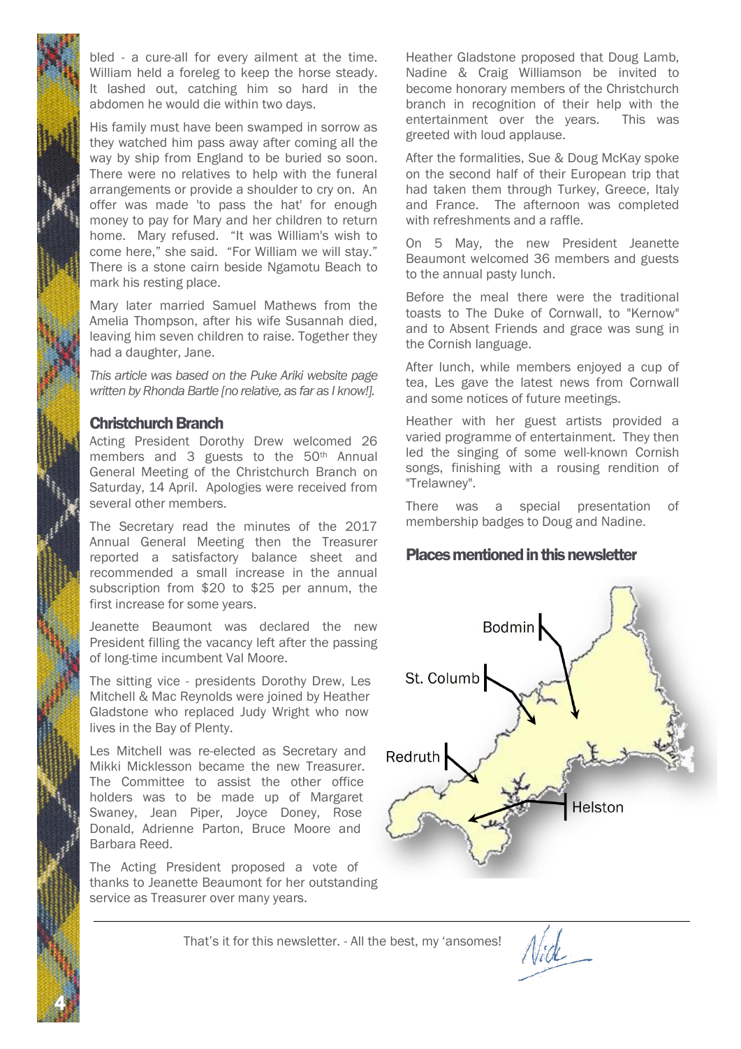bled - a cure-all for every ailment at the time. William held a foreleg to keep the horse steady. It lashed out, catching him so hard in the abdomen he would die within two days.

His family must have been swamped in sorrow as they watched him pass away after coming all the way by ship from England to be buried so soon. There were no relatives to help with the funeral arrangements or provide a shoulder to cry on. An offer was made 'to pass the hat' for enough money to pay for Mary and her children to return home. Mary refused. "It was William's wish to come here," she said. "For William we will stay." There is a stone cairn beside Ngamotu Beach to mark his resting place.

Mary later married Samuel Mathews from the Amelia Thompson, after his wife Susannah died, leaving him seven children to raise. Together they had a daughter, Jane.

*This article was based on the Puke Ariki website page written by Rhonda Bartle [no relative, as far as I know!].*

## Christchurch Branch

Acting President Dorothy Drew welcomed 26 members and 3 guests to the 50th Annual General Meeting of the Christchurch Branch on Saturday, 14 April. Apologies were received from several other members.

The Secretary read the minutes of the 2017 Annual General Meeting then the Treasurer reported a satisfactory balance sheet and recommended a small increase in the annual subscription from $20 to $25 per annum, the first increase for some years.

Jeanette Beaumont was declared the new President filling the vacancy left after the passing of long-time incumbent Val Moore.

The sitting vice - presidents Dorothy Drew, Les Mitchell & Mac Reynolds were joined by Heather Gladstone who replaced Judy Wright who now lives in the Bay of Plenty.

Les Mitchell was re-elected as Secretary and Mikki Micklesson became the new Treasurer. The Committee to assist the other office holders was to be made up of Margaret Swaney, Jean Piper, Joyce Doney, Rose Donald, Adrienne Parton, Bruce Moore and Barbara Reed.

The Acting President proposed a vote of thanks to Jeanette Beaumont for her outstanding service as Treasurer over many years.

Heather Gladstone proposed that Doug Lamb, Nadine & Craig Williamson be invited to become honorary members of the Christchurch branch in recognition of their help with the entertainment over the years. This was greeted with loud applause.

After the formalities, Sue & Doug McKay spoke on the second half of their European trip that had taken them through Turkey, Greece, Italy and France. The afternoon was completed with refreshments and a raffle.

On 5 May, the new President Jeanette Beaumont welcomed 36 members and guests to the annual pasty lunch.

Before the meal there were the traditional toasts to The Duke of Cornwall, to "Kernow" and to Absent Friends and grace was sung in the Cornish language.

After lunch, while members enjoyed a cup of tea, Les gave the latest news from Cornwall and some notices of future meetings.

Heather with her guest artists provided a varied programme of entertainment. They then led the singing of some well-known Cornish songs, finishing with a rousing rendition of "Trelawney".

There was a special presentation of membership badges to Doug and Nadine.

## Places mentioned in this newsletter

Bodmin

St. Columb

Redruth

Helston

That's it for this newsletter. - All the best, my 'ansomes!

Nick